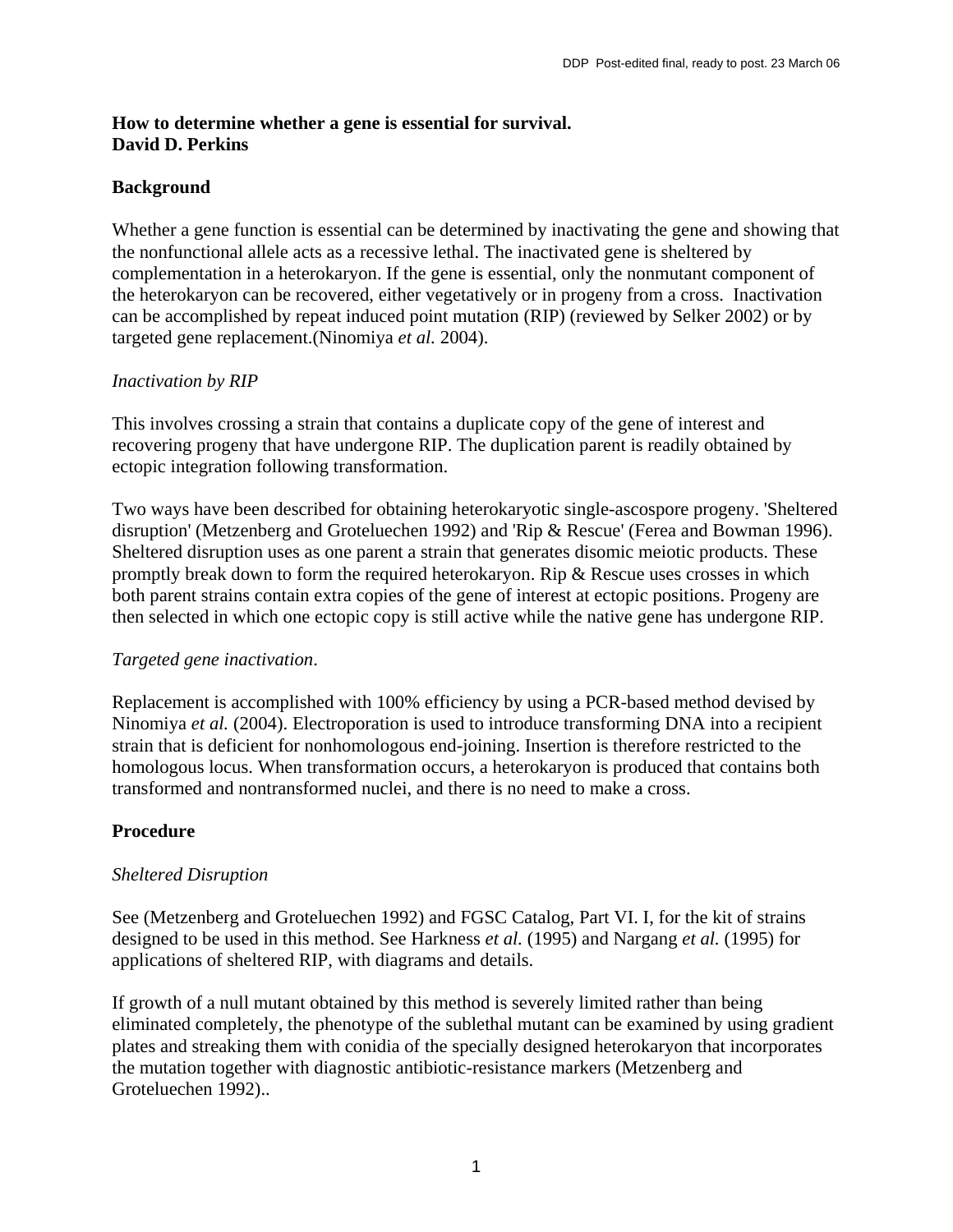**How to determine whether a gene is essential for survival.**
**David D. Perkins**

## Background

Whether a gene function is essential can be determined by inactivating the gene and showing that the nonfunctional allele acts as a recessive lethal. The inactivated gene is sheltered by complementation in a heterokaryon. If the gene is essential, only the nonmutant component of the heterokaryon can be recovered, either vegetatively or in progeny from a cross. Inactivation can be accomplished by repeat induced point mutation (RIP) (reviewed by Selker 2002) or by targeted gene replacement.(Ninomiya *et al.* 2004).

### *Inactivation by RIP*

This involves crossing a strain that contains a duplicate copy of the gene of interest and recovering progeny that have undergone RIP. The duplication parent is readily obtained by ectopic integration following transformation.

Two ways have been described for obtaining heterokaryotic single-ascospore progeny. 'Sheltered disruption' (Metzenberg and Groteluechen 1992) and 'Rip & Rescue' (Ferea and Bowman 1996). Sheltered disruption uses as one parent a strain that generates disomic meiotic products. These promptly break down to form the required heterokaryon. Rip & Rescue uses crosses in which both parent strains contain extra copies of the gene of interest at ectopic positions. Progeny are then selected in which one ectopic copy is still active while the native gene has undergone RIP.

### *Targeted gene inactivation*.

Replacement is accomplished with 100% efficiency by using a PCR-based method devised by Ninomiya *et al.* (2004). Electroporation is used to introduce transforming DNA into a recipient strain that is deficient for nonhomologous end-joining. Insertion is therefore restricted to the homologous locus. When transformation occurs, a heterokaryon is produced that contains both transformed and nontransformed nuclei, and there is no need to make a cross.

## Procedure

### *Sheltered Disruption*

See (Metzenberg and Groteluechen 1992) and FGSC Catalog, Part VI. I, for the kit of strains designed to be used in this method. See Harkness *et al.* (1995) and Nargang *et al.* (1995) for applications of sheltered RIP, with diagrams and details.

If growth of a null mutant obtained by this method is severely limited rather than being eliminated completely, the phenotype of the sublethal mutant can be examined by using gradient plates and streaking them with conidia of the specially designed heterokaryon that incorporates the mutation together with diagnostic antibiotic-resistance markers (Metzenberg and Groteluechen 1992)..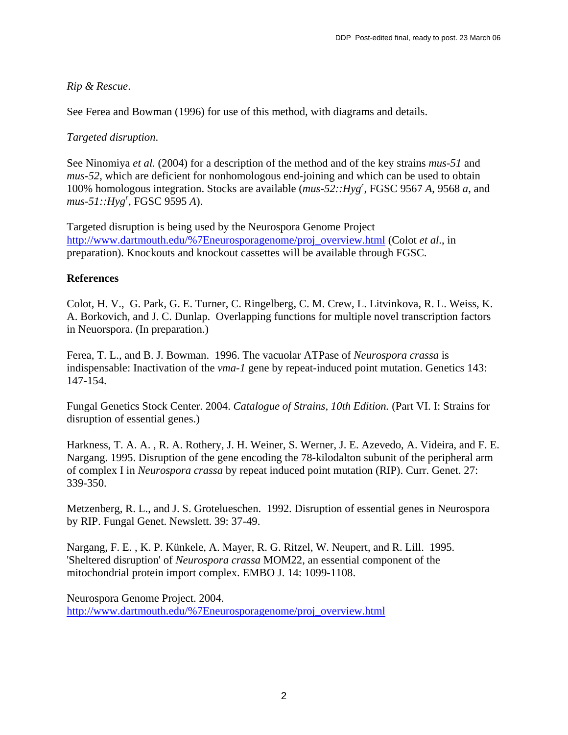*Rip & Rescue*.

See Ferea and Bowman (1996) for use of this method, with diagrams and details.

*Targeted disruption*.

See Ninomiya *et al.* (2004) for a description of the method and of the key strains *mus-51* and *mus-52*, which are deficient for nonhomologous end-joining and which can be used to obtain 100% homologous integration. Stocks are available (*mus-52::Hyg*$^r$, FGSC 9567 *A*, 9568 *a*, and *mus-51::Hyg*$^r$, FGSC 9595 *A*).

Targeted disruption is being used by the Neurospora Genome Project http://www.dartmouth.edu/%7Eneurosporagenome/proj_overview.html (Colot *et al*., in preparation). Knockouts and knockout cassettes will be available through FGSC.

**References**

Colot, H. V., G. Park, G. E. Turner, C. Ringelberg, C. M. Crew, L. Litvinkova, R. L. Weiss, K. A. Borkovich, and J. C. Dunlap. Overlapping functions for multiple novel transcription factors in Neuorspora. (In preparation.)

Ferea, T. L., and B. J. Bowman. 1996. The vacuolar ATPase of *Neurospora crassa* is indispensable: Inactivation of the *vma-1* gene by repeat-induced point mutation. Genetics 143: 147-154.

Fungal Genetics Stock Center. 2004. *Catalogue of Strains, 10th Edition.* (Part VI. I: Strains for disruption of essential genes.)

Harkness, T. A. A. , R. A. Rothery, J. H. Weiner, S. Werner, J. E. Azevedo, A. Videira, and F. E. Nargang. 1995. Disruption of the gene encoding the 78-kilodalton subunit of the peripheral arm of complex I in *Neurospora crassa* by repeat induced point mutation (RIP). Curr. Genet. 27: 339-350.

Metzenberg, R. L., and J. S. Grotelueschen. 1992. Disruption of essential genes in Neurospora by RIP. Fungal Genet. Newslett. 39: 37-49.

Nargang, F. E. , K. P. Künkele, A. Mayer, R. G. Ritzel, W. Neupert, and R. Lill. 1995. 'Sheltered disruption' of *Neurospora crassa* MOM22, an essential component of the mitochondrial protein import complex. EMBO J. 14: 1099-1108.

Neurospora Genome Project. 2004. http://www.dartmouth.edu/%7Eneurosporagenome/proj_overview.html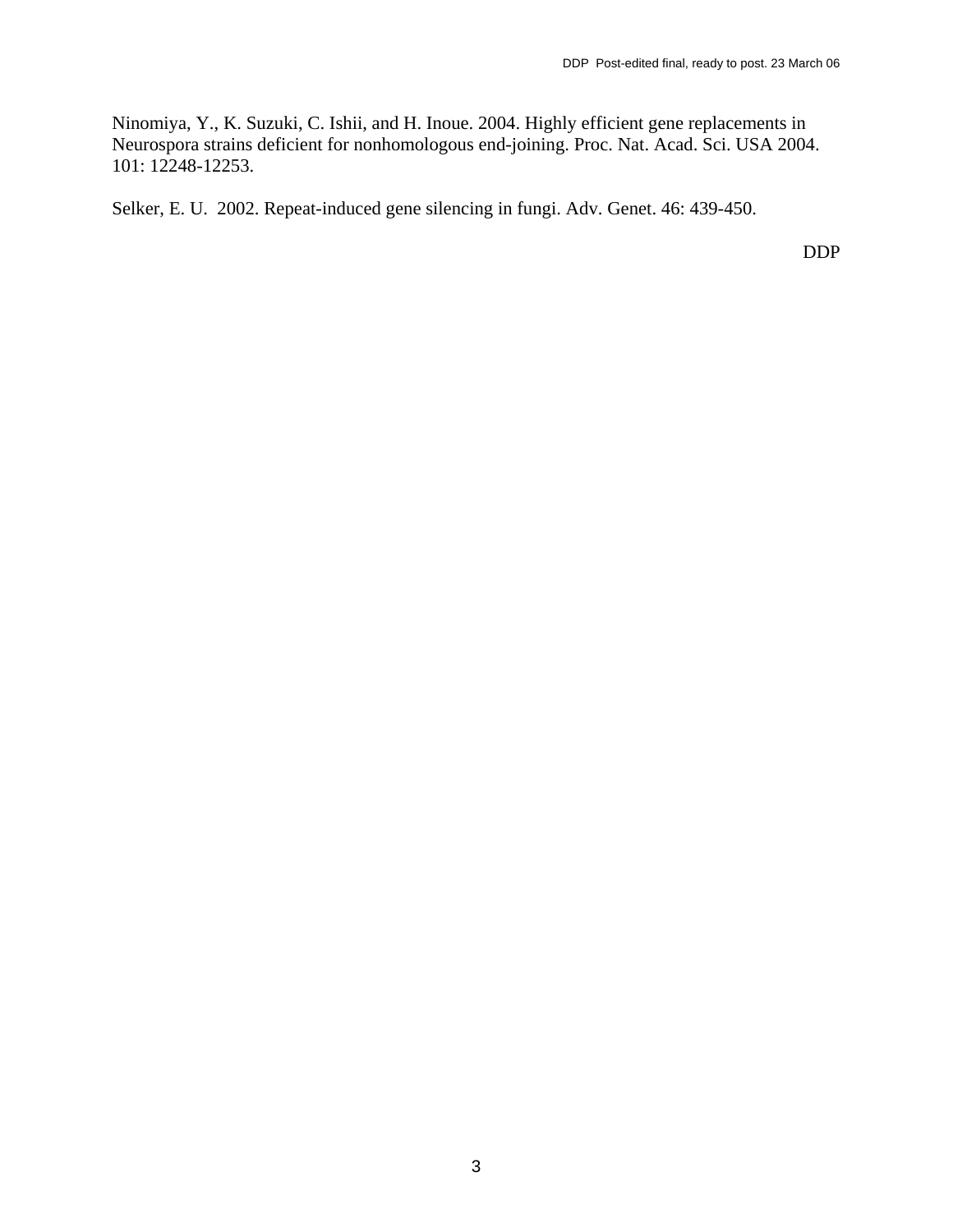Ninomiya, Y., K. Suzuki, C. Ishii, and H. Inoue. 2004. Highly efficient gene replacements in Neurospora strains deficient for nonhomologous end-joining. Proc. Nat. Acad. Sci. USA 2004. 101: 12248-12253.

Selker, E. U. 2002. Repeat-induced gene silencing in fungi. Adv. Genet. 46: 439-450.

DDP